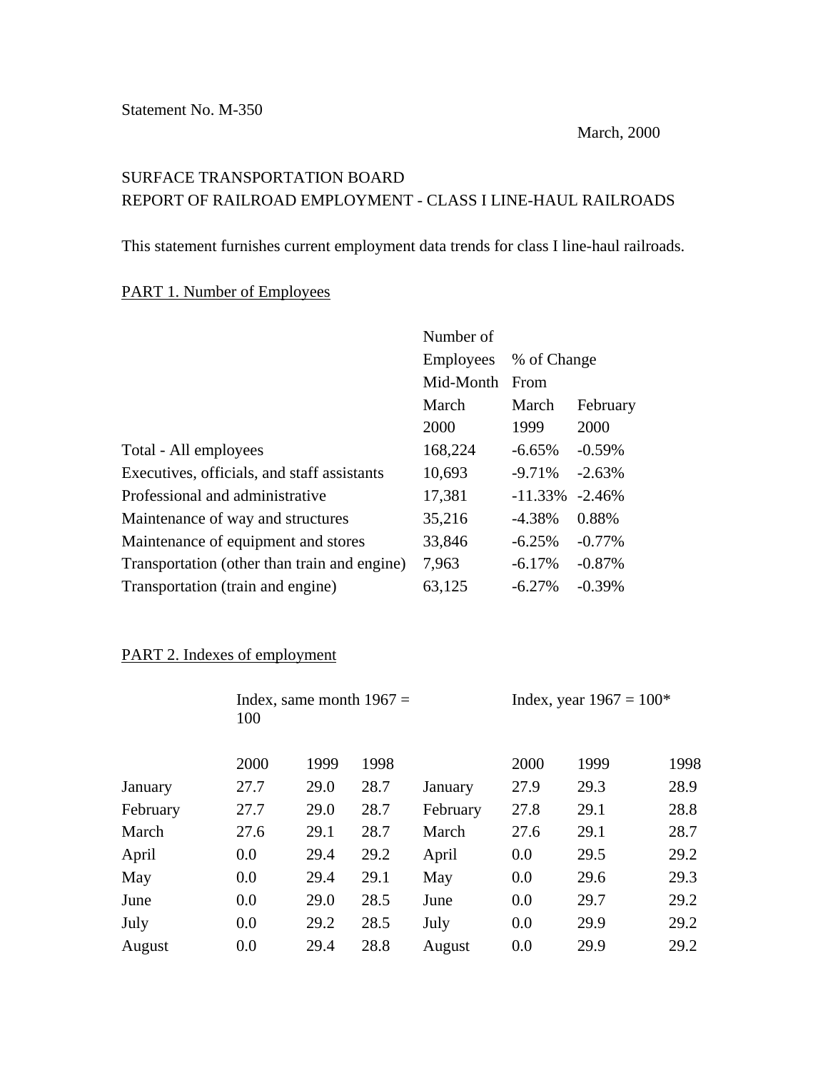Statement No. M-350

March, 2000

SURFACE TRANSPORTATION BOARD
REPORT OF RAILROAD EMPLOYMENT - CLASS I LINE-HAUL RAILROADS

This statement furnishes current employment data trends for class I line-haul railroads.

PART 1. Number of Employees

| | Number of Employees Mid-Month March 2000 | % of Change From March 1999 | February 2000 |
|---|---|---|---|
| Total - All employees | 168,224 | -6.65% | -0.59% |
| Executives, officials, and staff assistants | 10,693 | -9.71% | -2.63% |
| Professional and administrative | 17,381 | -11.33% | -2.46% |
| Maintenance of way and structures | 35,216 | -4.38% | 0.88% |
| Maintenance of equipment and stores | 33,846 | -6.25% | -0.77% |
| Transportation (other than train and engine) | 7,963 | -6.17% | -0.87% |
| Transportation (train and engine) | 63,125 | -6.27% | -0.39% |

PART 2. Indexes of employment

| | Index, same month 1967 = 100 | | | | Index, year 1967 = 100* | | |
|---|---|---|---|---|---|---|---|
| | 2000 | 1999 | 1998 | | 2000 | 1999 | 1998 |
| January | 27.7 | 29.0 | 28.7 | January | 27.9 | 29.3 | 28.9 |
| February | 27.7 | 29.0 | 28.7 | February | 27.8 | 29.1 | 28.8 |
| March | 27.6 | 29.1 | 28.7 | March | 27.6 | 29.1 | 28.7 |
| April | 0.0 | 29.4 | 29.2 | April | 0.0 | 29.5 | 29.2 |
| May | 0.0 | 29.4 | 29.1 | May | 0.0 | 29.6 | 29.3 |
| June | 0.0 | 29.0 | 28.5 | June | 0.0 | 29.7 | 29.2 |
| July | 0.0 | 29.2 | 28.5 | July | 0.0 | 29.9 | 29.2 |
| August | 0.0 | 29.4 | 28.8 | August | 0.0 | 29.9 | 29.2 |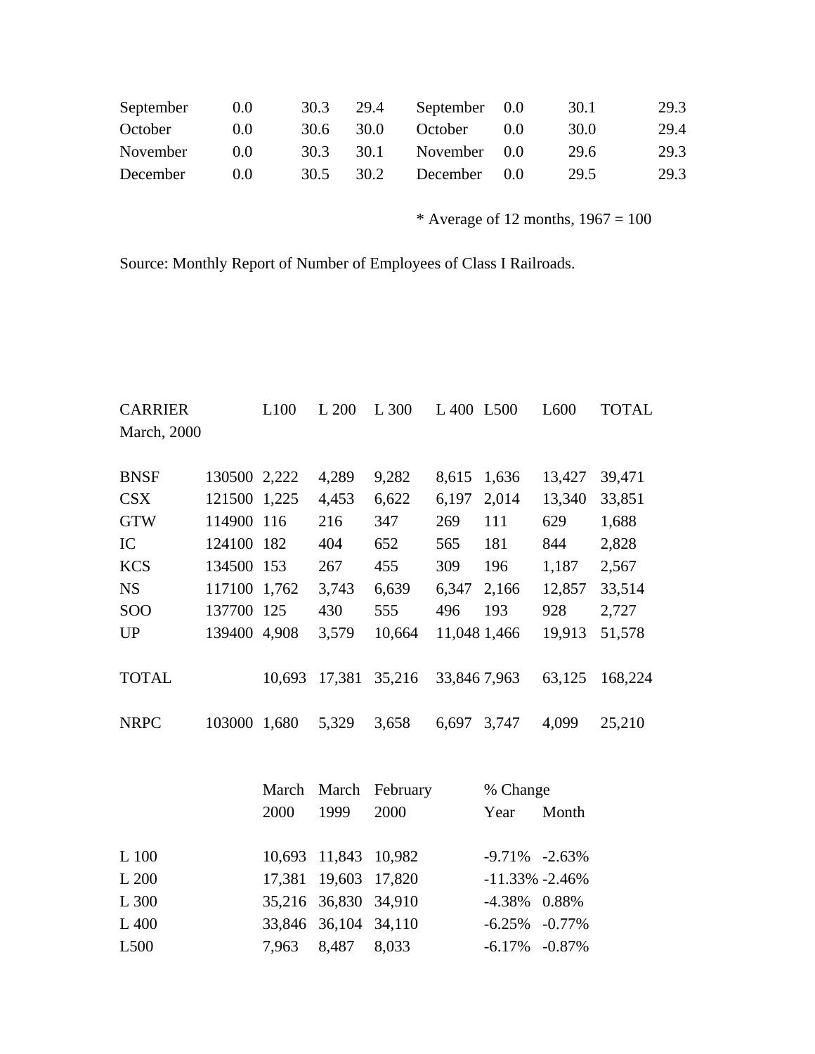| | | | | | | | |
|---|---|---|---|---|---|---|---|
| September | 0.0 | 30.3 | 29.4 | September | 0.0 | 30.1 | 29.3 |
| October | 0.0 | 30.6 | 30.0 | October | 0.0 | 30.0 | 29.4 |
| November | 0.0 | 30.3 | 30.1 | November | 0.0 | 29.6 | 29.3 |
| December | 0.0 | 30.5 | 30.2 | December | 0.0 | 29.5 | 29.3 |

* Average of 12 months, 1967 = 100

Source: Monthly Report of Number of Employees of Class I Railroads.

| CARRIER March, 2000 | | L100 | L 200 | L 300 | L 400 | L500 | L600 | TOTAL |
|---|---|---|---|---|---|---|---|---|
| BNSF | 130500 | 2,222 | 4,289 | 9,282 | 8,615 | 1,636 | 13,427 | 39,471 |
| CSX | 121500 | 1,225 | 4,453 | 6,622 | 6,197 | 2,014 | 13,340 | 33,851 |
| GTW | 114900 | 116 | 216 | 347 | 269 | 111 | 629 | 1,688 |
| IC | 124100 | 182 | 404 | 652 | 565 | 181 | 844 | 2,828 |
| KCS | 134500 | 153 | 267 | 455 | 309 | 196 | 1,187 | 2,567 |
| NS | 117100 | 1,762 | 3,743 | 6,639 | 6,347 | 2,166 | 12,857 | 33,514 |
| SOO | 137700 | 125 | 430 | 555 | 496 | 193 | 928 | 2,727 |
| UP | 139400 | 4,908 | 3,579 | 10,664 | 11,048 | 1,466 | 19,913 | 51,578 |
| TOTAL | | 10,693 | 17,381 | 35,216 | 33,846 | 7,963 | 63,125 | 168,224 |
| NRPC | 103000 | 1,680 | 5,329 | 3,658 | 6,697 | 3,747 | 4,099 | 25,210 |

| | March 2000 | March 1999 | February 2000 | % Change Year | % Change Month |
|---|---|---|---|---|---|
| L 100 | 10,693 | 11,843 | 10,982 | -9.71% | -2.63% |
| L 200 | 17,381 | 19,603 | 17,820 | -11.33% | -2.46% |
| L 300 | 35,216 | 36,830 | 34,910 | -4.38% | 0.88% |
| L 400 | 33,846 | 36,104 | 34,110 | -6.25% | -0.77% |
| L500 | 7,963 | 8,487 | 8,033 | -6.17% | -0.87% |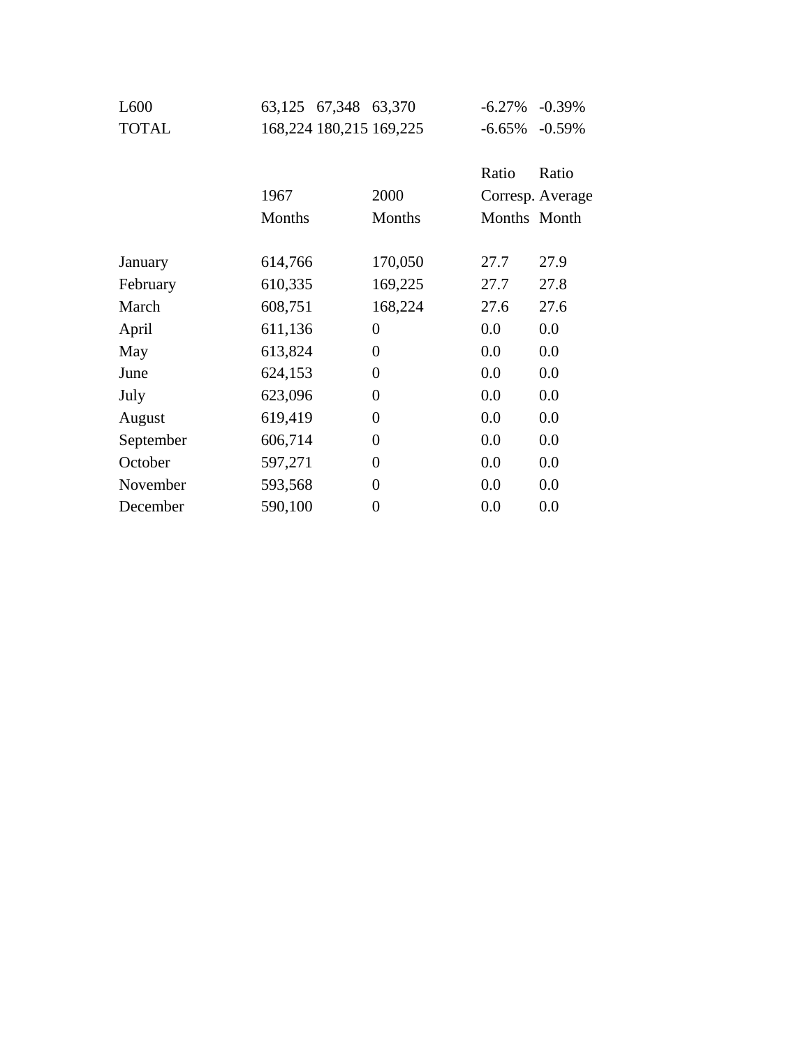| | | | | | | |
|---|---|---|---|---|---|---|
| L600 | 63,125 | 67,348 | 63,370 | | -6.27% | -0.39% |
| TOTAL | 168,224 | 180,215 | 169,225 | | -6.65% | -0.59% |

| | 1967 Months | 2000 Months | Ratio Corresp. Months | Ratio Average Month |
|---|---|---|---|---|
| January | 614,766 | 170,050 | 27.7 | 27.9 |
| February | 610,335 | 169,225 | 27.7 | 27.8 |
| March | 608,751 | 168,224 | 27.6 | 27.6 |
| April | 611,136 | 0 | 0.0 | 0.0 |
| May | 613,824 | 0 | 0.0 | 0.0 |
| June | 624,153 | 0 | 0.0 | 0.0 |
| July | 623,096 | 0 | 0.0 | 0.0 |
| August | 619,419 | 0 | 0.0 | 0.0 |
| September | 606,714 | 0 | 0.0 | 0.0 |
| October | 597,271 | 0 | 0.0 | 0.0 |
| November | 593,568 | 0 | 0.0 | 0.0 |
| December | 590,100 | 0 | 0.0 | 0.0 |